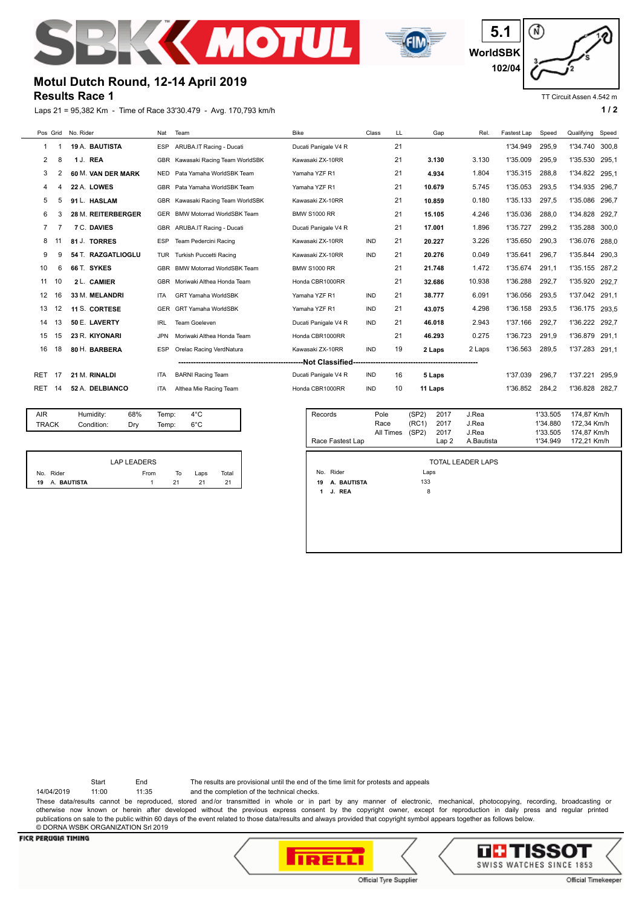5.1
WorldSBK
102/04

TT Circuit Assen 4.542 m

# Motul Dutch Round, 12-14 April 2019
## Results Race 1

Laps 21 = 95,382 Km - Time of Race 33'30.479 - Avg. 170,793 km/h

| Pos | Grid | No. Rider | Nat | Team | Bike | Class | LL | Gap | Rel. | Fastest Lap | Speed | Qualifying | Speed |
|---|---|---|---|---|---|---|---|---|---|---|---|---|---|
| 1 | 1 | 19 A. **BAUTISTA** | ESP | ARUBA.IT Racing - Ducati | Ducati Panigale V4 R | | 21 | | | 1'34.949 | 295,9 | 1'34.740 | 300,8 |
| 2 | 8 | 1 J. **REA** | GBR | Kawasaki Racing Team WorldSBK | Kawasaki ZX-10RR | | 21 | **3.130** | 3.130 | 1'35.009 | 295,9 | 1'35.530 | 295,1 |
| 3 | 2 | 60 M. **VAN DER MARK** | NED | Pata Yamaha WorldSBK Team | Yamaha YZF R1 | | 21 | **4.934** | 1.804 | 1'35.315 | 288,8 | 1'34.822 | 295,1 |
| 4 | 4 | 22 A. **LOWES** | GBR | Pata Yamaha WorldSBK Team | Yamaha YZF R1 | | 21 | **10.679** | 5.745 | 1'35.053 | 293,5 | 1'34.935 | 296,7 |
| 5 | 5 | 91 L. **HASLAM** | GBR | Kawasaki Racing Team WorldSBK | Kawasaki ZX-10RR | | 21 | **10.859** | 0.180 | 1'35.133 | 297,5 | 1'35.086 | 296,7 |
| 6 | 3 | 28 M. **REITERBERGER** | GER | BMW Motorrad WorldSBK Team | BMW S1000 RR | | 21 | **15.105** | 4.246 | 1'35.036 | 288,0 | 1'34.828 | 292,7 |
| 7 | 7 | 7 C. **DAVIES** | GBR | ARUBA.IT Racing - Ducati | Ducati Panigale V4 R | | 21 | **17.001** | 1.896 | 1'35.727 | 299,2 | 1'35.288 | 300,0 |
| 8 | 11 | 81 J. **TORRES** | ESP | Team Pedercini Racing | Kawasaki ZX-10RR | IND | 21 | **20.227** | 3.226 | 1'35.650 | 290,3 | 1'36.076 | 288,0 |
| 9 | 9 | 54 T. **RAZGATLIOGLU** | TUR | Turkish Puccetti Racing | Kawasaki ZX-10RR | IND | 21 | **20.276** | 0.049 | 1'35.641 | 296,7 | 1'35.844 | 290,3 |
| 10 | 6 | 66 T. **SYKES** | GBR | BMW Motorrad WorldSBK Team | BMW S1000 RR | | 21 | **21.748** | 1.472 | 1'35.674 | 291,1 | 1'35.155 | 287,2 |
| 11 | 10 | 2 L. **CAMIER** | GBR | Moriwaki Althea Honda Team | Honda CBR1000RR | | 21 | **32.686** | 10.938 | 1'36.288 | 292,7 | 1'35.920 | 292,7 |
| 12 | 16 | 33 M. **MELANDRI** | ITA | GRT Yamaha WorldSBK | Yamaha YZF R1 | IND | 21 | **38.777** | 6.091 | 1'36.056 | 293,5 | 1'37.042 | 291,1 |
| 13 | 12 | 11 S. **CORTESE** | GER | GRT Yamaha WorldSBK | Yamaha YZF R1 | IND | 21 | **43.075** | 4.298 | 1'36.158 | 293,5 | 1'36.175 | 293,5 |
| 14 | 13 | 50 E. **LAVERTY** | IRL | Team Goeleven | Ducati Panigale V4 R | IND | 21 | **46.018** | 2.943 | 1'37.166 | 292,7 | 1'36.222 | 292,7 |
| 15 | 15 | 23 R. **KIYONARI** | JPN | Moriwaki Althea Honda Team | Honda CBR1000RR | | 21 | **46.293** | 0.275 | 1'36.723 | 291,9 | 1'36.879 | 291,1 |
| 16 | 18 | 80 H. **BARBERA** | ESP | Orelac Racing VerdNatura | Kawasaki ZX-10RR | IND | 19 | **2 Laps** | 2 Laps | 1'36.563 | 289,5 | 1'37.283 | 291,1 |
| | | | | **Not Classified** | | | | | | | | | |
| RET | 17 | 21 M. **RINALDI** | ITA | BARNI Racing Team | Ducati Panigale V4 R | IND | 16 | **5 Laps** | | 1'37.039 | 296,7 | 1'37.221 | 295,9 |
| RET | 14 | 52 A. **DELBIANCO** | ITA | Althea Mie Racing Team | Honda CBR1000RR | IND | 10 | **11 Laps** | | 1'36.852 | 284,2 | 1'36.828 | 282,7 |

| | | | | |
|---|---|---|---|---|
| AIR | Humidity: | 68% | Temp: | 4°C |
| TRACK | Condition: | Dry | Temp: | 6°C |

| Records | | | | | | |
|---|---|---|---|---|---|---|
| | Pole | (SP2) | 2017 | J.Rea | 1'33.505 | 174,87 Km/h |
| | Race | (RC1) | 2017 | J.Rea | 1'34.880 | 172,34 Km/h |
| | All Times | (SP2) | 2017 | J.Rea | 1'33.505 | 174,87 Km/h |
| Race Fastest Lap | | | Lap 2 | A.Bautista | 1'34.949 | 172,21 Km/h |

**LAP LEADERS**

| No. | Rider | From | To | Laps | Total |
|---|---|---|---|---|---|
| **19** | **A. BAUTISTA** | 1 | 21 | 21 | 21 |

**TOTAL LEADER LAPS**

| No. | Rider | Laps |
|---|---|---|
| **19** | **A. BAUTISTA** | 133 |
| **1** | **J. REA** | 8 |

| | Start | End |
|---|---|---|
| 14/04/2019 | 11:00 | 11:35 |

The results are provisional until the end of the time limit for protests and appeals and the completion of the technical checks.

These data/results cannot be reproduced, stored and/or transmitted in whole or in part by any manner of electronic, mechanical, photocopying, recording, broadcasting or otherwise now known or herein after developed without the previous express consent by the copyright owner, except for reproduction in daily press and regular printed publications on sale to the public within 60 days of the event related to those data/results and always provided that copyright symbol appears together as follows below.
© DORNA WSBK ORGANIZATION Srl 2019

FICR PERUGIA TIMING

Official Tyre Supplier

SWISS WATCHES SINCE 1853
Official Timekeeper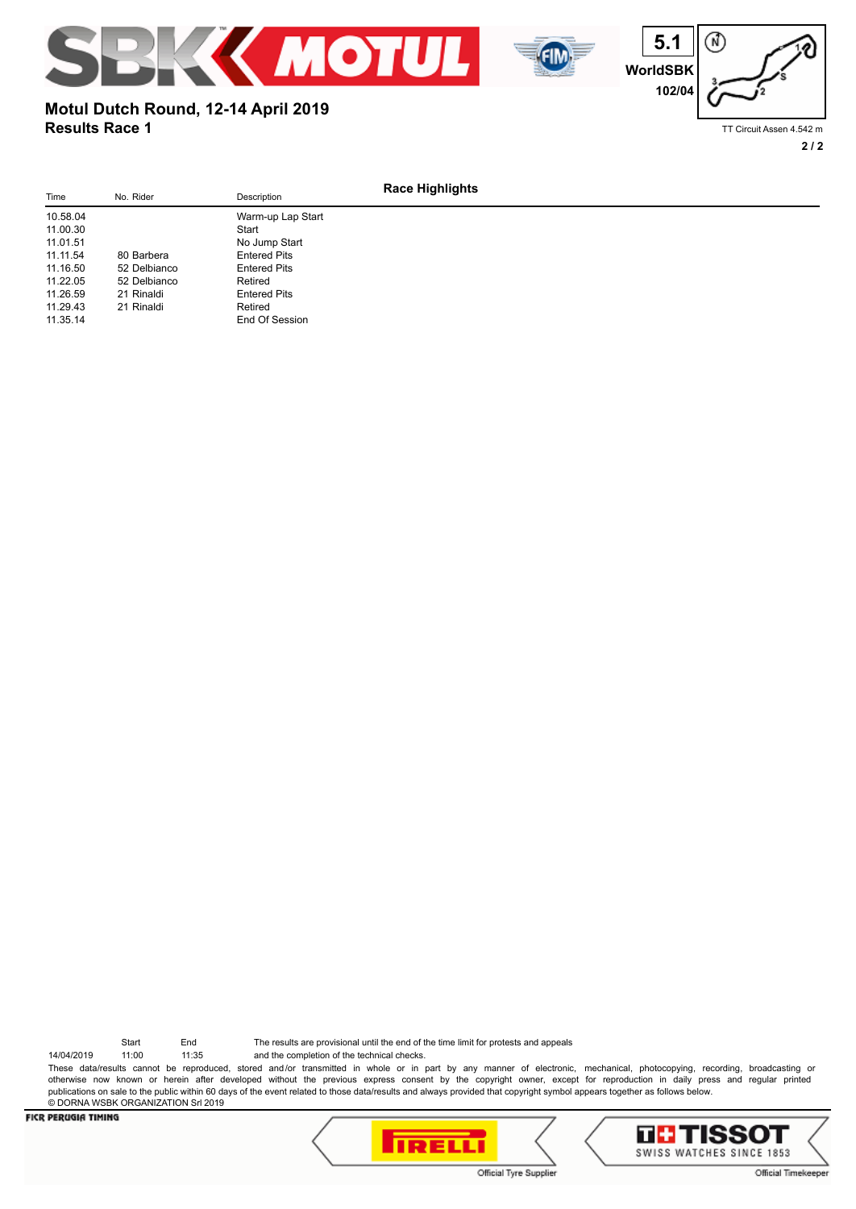# Motul Dutch Round, 12-14 April 2019

## Results Race 1

5.1
WorldSBK
102/04

TT Circuit Assen 4.542 m

### Race Highlights

| Time | No. Rider | Description |
|---|---|---|
| 10.58.04 | | Warm-up Lap Start |
| 11.00.30 | | Start |
| 11.01.51 | | No Jump Start |
| 11.11.54 | 80 Barbera | Entered Pits |
| 11.16.50 | 52 Delbianco | Entered Pits |
| 11.22.05 | 52 Delbianco | Retired |
| 11.26.59 | 21 Rinaldi | Entered Pits |
| 11.29.43 | 21 Rinaldi | Retired |
| 11.35.14 | | End Of Session |

| | Start | End |
|---|---|---|
| 14/04/2019 | 11:00 | 11:35 |

The results are provisional until the end of the time limit for protests and appeals and the completion of the technical checks.

These data/results cannot be reproduced, stored and/or transmitted in whole or in part by any manner of electronic, mechanical, photocopying, recording, broadcasting or otherwise now known or herein after developed without the previous express consent by the copyright owner, except for reproduction in daily press and regular printed publications on sale to the public within 60 days of the event related to those data/results and always provided that copyright symbol appears together as follows below.
© DORNA WSBK ORGANIZATION Srl 2019

FICR PERUGIA TIMING

Official Tyre Supplier

Official Timekeeper